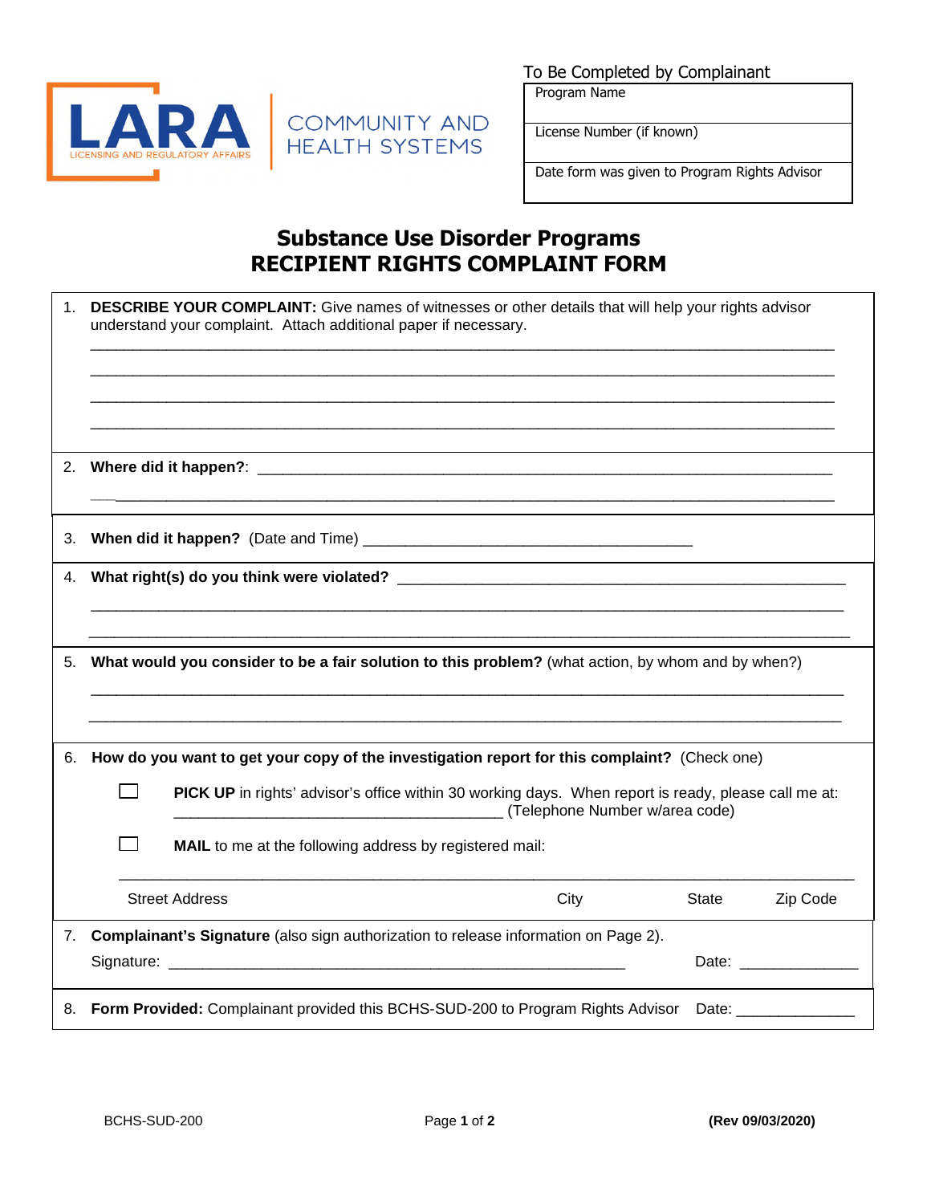LARA
LICENSING AND REGULATORY AFFAIRS

COMMUNITY AND HEALTH SYSTEMS

To Be Completed by Complainant

| Program Name |
|---|
| License Number (if known) |
| Date form was given to Program Rights Advisor |

# Substance Use Disorder Programs
# RECIPIENT RIGHTS COMPLAINT FORM

1. **DESCRIBE YOUR COMPLAINT:** Give names of witnesses or other details that will help your rights advisor understand your complaint. Attach additional paper if necessary.

_______________________________________________________________________________

_______________________________________________________________________________

_______________________________________________________________________________

_______________________________________________________________________________

2. **Where did it happen?**: _______________________________________________________________

_______________________________________________________________________________

3. **When did it happen?** (Date and Time) ________________________________________

4. **What right(s) do you think were violated?** ____________________________________________

_______________________________________________________________________________

_______________________________________________________________________________

5. **What would you consider to be a fair solution to this problem?** (what action, by whom and by when?)

_______________________________________________________________________________

_______________________________________________________________________________

6. **How do you want to get your copy of the investigation report for this complaint?** (Check one)

☐ **PICK UP** in rights' advisor's office within 30 working days. When report is ready, please call me at: ________________________________________ (Telephone Number w/area code)

☐ **MAIL** to me at the following address by registered mail:

_______________________________________________________________________________

Street Address City State Zip Code

7. **Complainant's Signature** (also sign authorization to release information on Page 2).

Signature: _______________________________________________________ Date: ______________

8. **Form Provided:** Complainant provided this BCHS-SUD-200 to Program Rights Advisor Date: ______________

BCHS-SUD-200 (Rev 09/03/2020)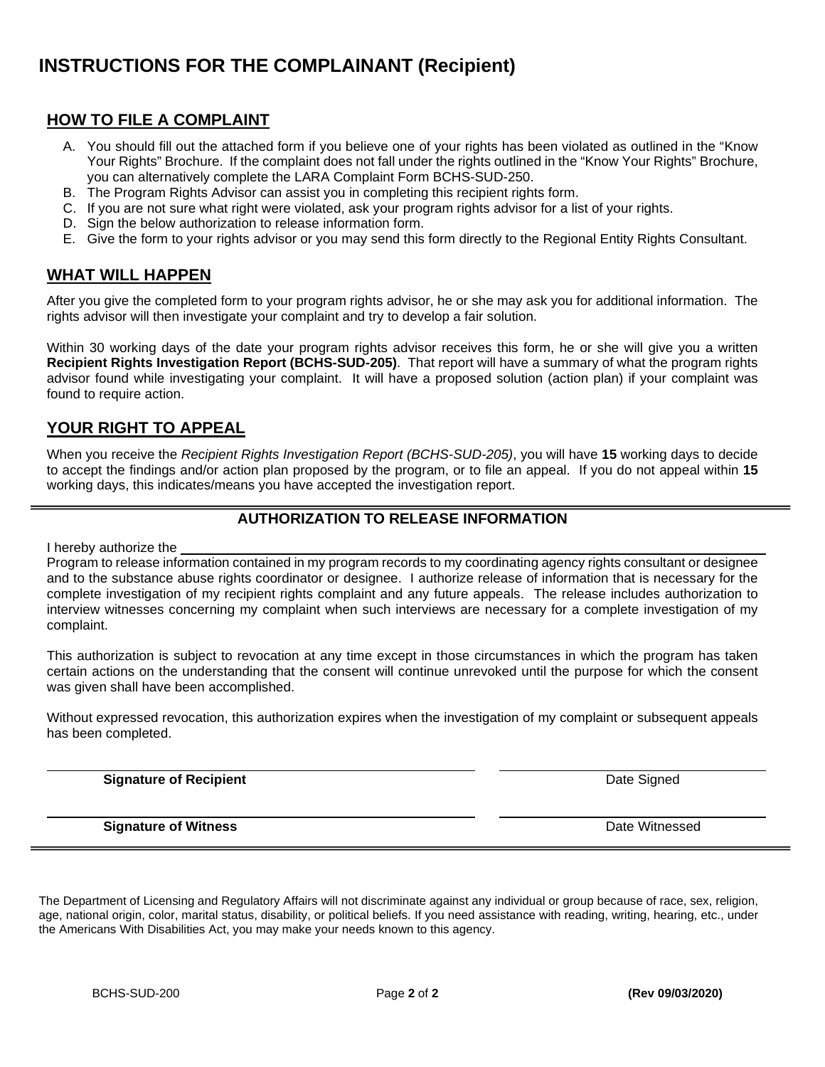# INSTRUCTIONS FOR THE COMPLAINANT (Recipient)

## HOW TO FILE A COMPLAINT

A. You should fill out the attached form if you believe one of your rights has been violated as outlined in the "Know Your Rights" Brochure. If the complaint does not fall under the rights outlined in the "Know Your Rights" Brochure, you can alternatively complete the LARA Complaint Form BCHS-SUD-250.
B. The Program Rights Advisor can assist you in completing this recipient rights form.
C. If you are not sure what right were violated, ask your program rights advisor for a list of your rights.
D. Sign the below authorization to release information form.
E. Give the form to your rights advisor or you may send this form directly to the Regional Entity Rights Consultant.

## WHAT WILL HAPPEN

After you give the completed form to your program rights advisor, he or she may ask you for additional information. The rights advisor will then investigate your complaint and try to develop a fair solution.

Within 30 working days of the date your program rights advisor receives this form, he or she will give you a written **Recipient Rights Investigation Report (BCHS-SUD-205)**. That report will have a summary of what the program rights advisor found while investigating your complaint. It will have a proposed solution (action plan) if your complaint was found to require action.

## YOUR RIGHT TO APPEAL

When you receive the *Recipient Rights Investigation Report (BCHS-SUD-205)*, you will have **15** working days to decide to accept the findings and/or action plan proposed by the program, or to file an appeal. If you do not appeal within **15** working days, this indicates/means you have accepted the investigation report.

---

### AUTHORIZATION TO RELEASE INFORMATION

I hereby authorize the ______________________________________________________________
Program to release information contained in my program records to my coordinating agency rights consultant or designee and to the substance abuse rights coordinator or designee. I authorize release of information that is necessary for the complete investigation of my recipient rights complaint and any future appeals. The release includes authorization to interview witnesses concerning my complaint when such interviews are necessary for a complete investigation of my complaint.

This authorization is subject to revocation at any time except in those circumstances in which the program has taken certain actions on the understanding that the consent will continue unrevoked until the purpose for which the consent was given shall have been accomplished.

Without expressed revocation, this authorization expires when the investigation of my complaint or subsequent appeals has been completed.

______________________________________________ ______________________
**Signature of Recipient** Date Signed

______________________________________________ ______________________
**Signature of Witness** Date Witnessed

---

The Department of Licensing and Regulatory Affairs will not discriminate against any individual or group because of race, sex, religion, age, national origin, color, marital status, disability, or political beliefs. If you need assistance with reading, writing, hearing, etc., under the Americans With Disabilities Act, you may make your needs known to this agency.

BCHS-SUD-200 **(Rev 09/03/2020)**